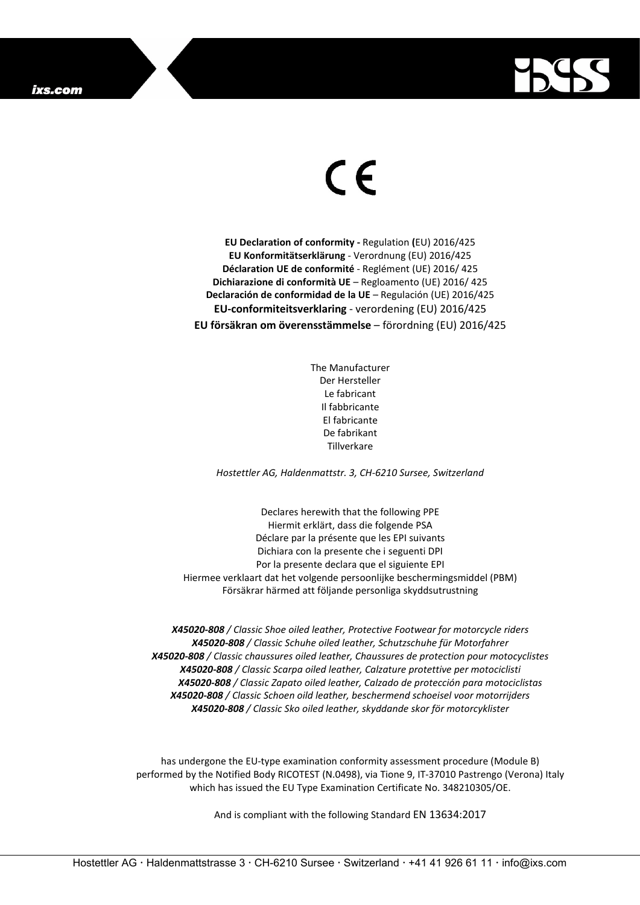CE

**EU Declaration of conformity -** Regulation **(**EU) 2016/425
**EU Konformitätserklärung** - Verordnung (EU) 2016/425
**Déclaration UE de conformité** - Reglément (UE) 2016/ 425
**Dichiarazione di conformità UE** – Regloamento (UE) 2016/ 425
**Declaración de conformidad de la UE** – Regulación (UE) 2016/425
**EU-conformiteitsverklaring** - verordening (EU) 2016/425
**EU försäkran om överensstämmelse** – förordning (EU) 2016/425

The Manufacturer
Der Hersteller
Le fabricant
Il fabbricante
El fabricante
De fabrikant
Tillverkare

*Hostettler AG, Haldenmattstr. 3, CH-6210 Sursee, Switzerland*

Declares herewith that the following PPE
Hiermit erklärt, dass die folgende PSA
Déclare par la présente que les EPI suivants
Dichiara con la presente che i seguenti DPI
Por la presente declara que el siguiente EPI
Hiermee verklaart dat het volgende persoonlijke beschermingsmiddel (PBM)
Försäkrar härmed att följande personliga skyddsutrustning

***X45020-808** / Classic Shoe oiled leather, Protective Footwear for motorcycle riders*
***X45020-808** / Classic Schuhe oiled leather, Schutzschuhe für Motorfahrer*
***X45020-808** / Classic chaussures oiled leather, Chaussures de protection pour motocyclistes*
***X45020-808** / Classic Scarpa oiled leather, Calzature protettive per motociclisti*
***X45020-808** / Classic Zapato oiled leather, Calzado de protección para motociclistas*
***X45020-808** / Classic Schoen oild leather, beschermend schoeisel voor motorrijders*
***X45020-808** / Classic Sko oiled leather, skyddande skor för motorcyklister*

has undergone the EU-type examination conformity assessment procedure (Module B) performed by the Notified Body RICOTEST (N.0498), via Tione 9, IT-37010 Pastrengo (Verona) Italy which has issued the EU Type Examination Certificate No. 348210305/OE.

And is compliant with the following Standard EN 13634:2017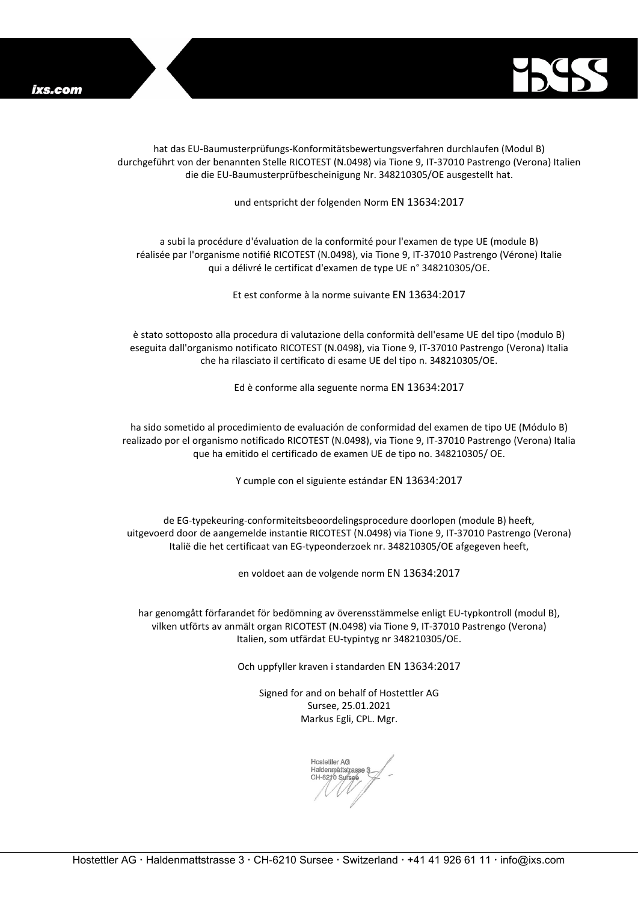hat das EU-Baumusterprüfungs-Konformitätsbewertungsverfahren durchlaufen (Modul B) durchgeführt von der benannten Stelle RICOTEST (N.0498) via Tione 9, IT-37010 Pastrengo (Verona) Italien die die EU-Baumusterprüfbescheinigung Nr. 348210305/OE ausgestellt hat.

und entspricht der folgenden Norm EN 13634:2017

a subi la procédure d'évaluation de la conformité pour l'examen de type UE (module B) réalisée par l'organisme notifié RICOTEST (N.0498), via Tione 9, IT-37010 Pastrengo (Vérone) Italie qui a délivré le certificat d'examen de type UE n° 348210305/OE.

Et est conforme à la norme suivante EN 13634:2017

è stato sottoposto alla procedura di valutazione della conformità dell'esame UE del tipo (modulo B) eseguita dall'organismo notificato RICOTEST (N.0498), via Tione 9, IT-37010 Pastrengo (Verona) Italia che ha rilasciato il certificato di esame UE del tipo n. 348210305/OE.

Ed è conforme alla seguente norma EN 13634:2017

ha sido sometido al procedimiento de evaluación de conformidad del examen de tipo UE (Módulo B) realizado por el organismo notificado RICOTEST (N.0498), via Tione 9, IT-37010 Pastrengo (Verona) Italia que ha emitido el certificado de examen UE de tipo no. 348210305/ OE.

Y cumple con el siguiente estándar EN 13634:2017

de EG-typekeuring-conformiteitsbeoordelingsprocedure doorlopen (module B) heeft, uitgevoerd door de aangemelde instantie RICOTEST (N.0498) via Tione 9, IT-37010 Pastrengo (Verona) Italië die het certificaat van EG-typeonderzoek nr. 348210305/OE afgegeven heeft,

en voldoet aan de volgende norm EN 13634:2017

har genomgått förfarandet för bedömning av överensstämmelse enligt EU-typkontroll (modul B), vilken utförts av anmält organ RICOTEST (N.0498) via Tione 9, IT-37010 Pastrengo (Verona) Italien, som utfärdat EU-typintyg nr 348210305/OE.

Och uppfyller kraven i standarden EN 13634:2017

Signed for and on behalf of Hostettler AG
Sursee, 25.01.2021
Markus Egli, CPL. Mgr.

Hostettler AG
Haldenmattstrasse 3
CH-6210 Sursee

Hostettler AG · Haldenmattstrasse 3 · CH-6210 Sursee · Switzerland · +41 41 926 61 11 · info@ixs.com